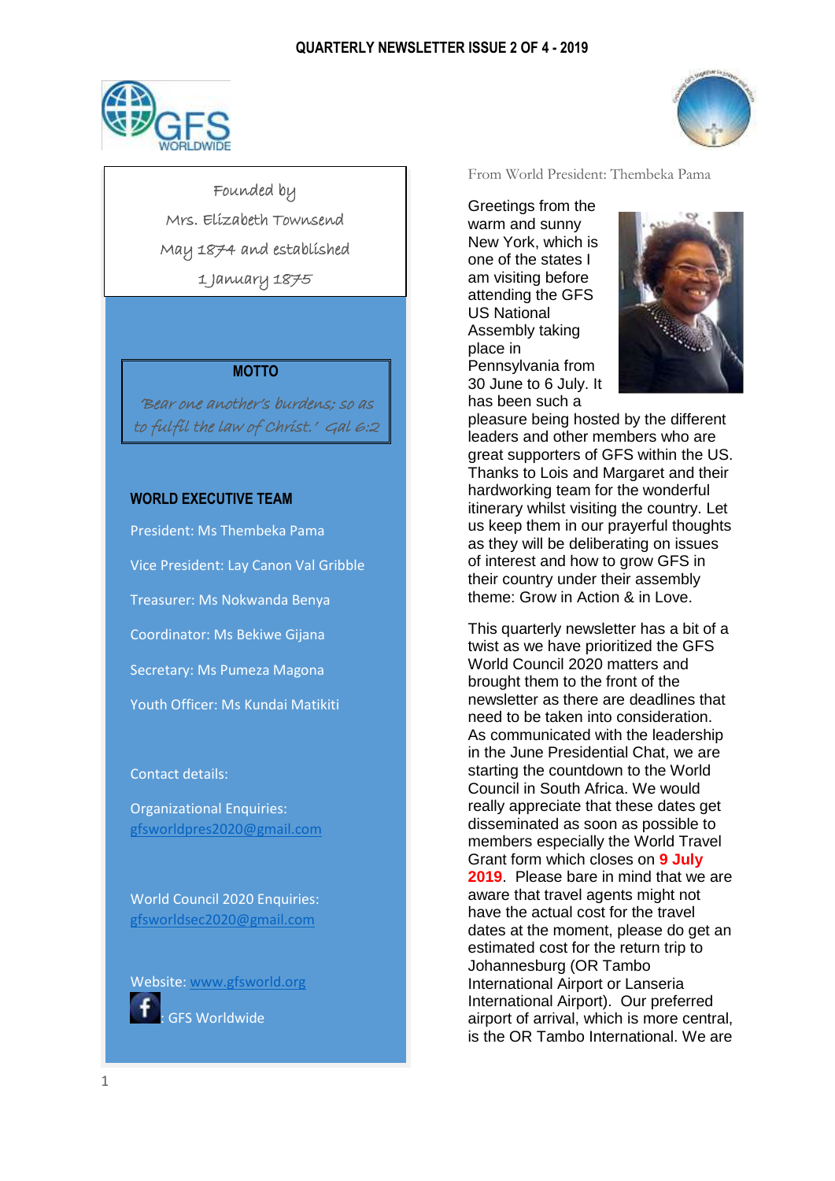# QUARTERLY NEWSLETTER ISSUE 2 OF 4 - 2019

GFS WORLDWIDE

Founded by
Mrs. Elizabeth Townsend
May 1874 and established
1 January 1875

**MOTTO**

*'Bear one another's burdens; so as to fulfil the law of Christ.' Gal 6:2*

**WORLD EXECUTIVE TEAM**

President: Ms Thembeka Pama

Vice President: Lay Canon Val Gribble

Treasurer: Ms Nokwanda Benya

Coordinator: Ms Bekiwe Gijana

Secretary: Ms Pumeza Magona

Youth Officer: Ms Kundai Matikiti

Contact details:

Organizational Enquiries:
gfsworldpres2020@gmail.com

World Council 2020 Enquiries:
gfsworldsec2020@gmail.com

Website: www.gfsworld.org

: GFS Worldwide

From World President: Thembeka Pama

Greetings from the warm and sunny New York, which is one of the states I am visiting before attending the GFS US National Assembly taking place in Pennsylvania from 30 June to 6 July. It has been such a pleasure being hosted by the different leaders and other members who are great supporters of GFS within the US. Thanks to Lois and Margaret and their hardworking team for the wonderful itinerary whilst visiting the country. Let us keep them in our prayerful thoughts as they will be deliberating on issues of interest and how to grow GFS in their country under their assembly theme: Grow in Action & in Love.

This quarterly newsletter has a bit of a twist as we have prioritized the GFS World Council 2020 matters and brought them to the front of the newsletter as there are deadlines that need to be taken into consideration. As communicated with the leadership in the June Presidential Chat, we are starting the countdown to the World Council in South Africa. We would really appreciate that these dates get disseminated as soon as possible to members especially the World Travel Grant form which closes on **9 July 2019**. Please bare in mind that we are aware that travel agents might not have the actual cost for the travel dates at the moment, please do get an estimated cost for the return trip to Johannesburg (OR Tambo International Airport or Lanseria International Airport). Our preferred airport of arrival, which is more central, is the OR Tambo International. We are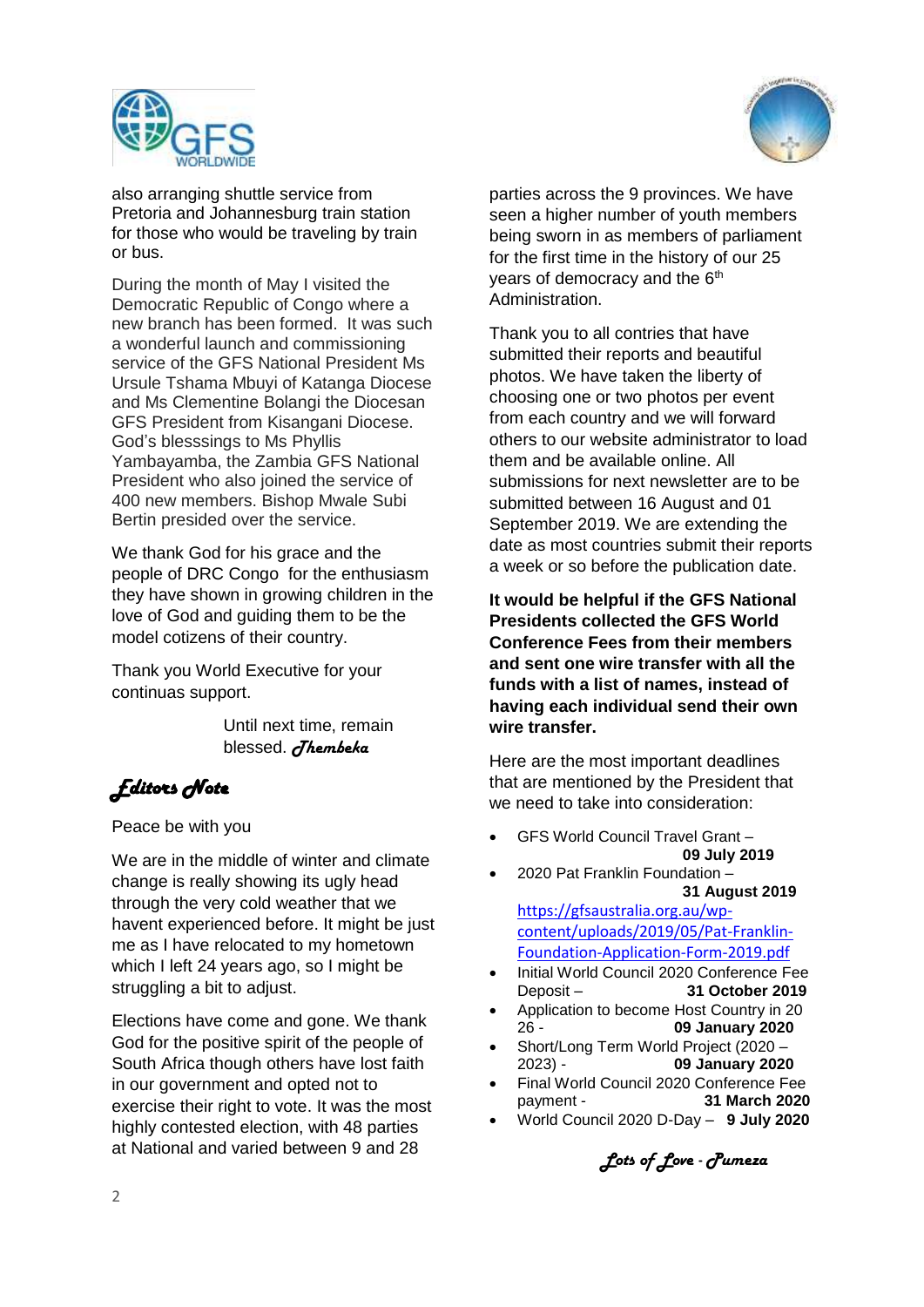also arranging shuttle service from Pretoria and Johannesburg train station for those who would be traveling by train or bus.

During the month of May I visited the Democratic Republic of Congo where a new branch has been formed. It was such a wonderful launch and commissioning service of the GFS National President Ms Ursule Tshama Mbuyi of Katanga Diocese and Ms Clementine Bolangi the Diocesan GFS President from Kisangani Diocese. God's blesssings to Ms Phyllis Yambayamba, the Zambia GFS National President who also joined the service of 400 new members. Bishop Mwale Subi Bertin presided over the service.

We thank God for his grace and the people of DRC Congo for the enthusiasm they have shown in growing children in the love of God and guiding them to be the model cotizens of their country.

Thank you World Executive for your continuas support.

Until next time, remain blessed. *Thembeka*

## *Editors Note*

Peace be with you

We are in the middle of winter and climate change is really showing its ugly head through the very cold weather that we havent experienced before. It might be just me as I have relocated to my hometown which I left 24 years ago, so I might be struggling a bit to adjust.

Elections have come and gone. We thank God for the positive spirit of the people of South Africa though others have lost faith in our government and opted not to exercise their right to vote. It was the most highly contested election, with 48 parties at National and varied between 9 and 28 parties across the 9 provinces. We have seen a higher number of youth members being sworn in as members of parliament for the first time in the history of our 25 years of democracy and the 6th Administration.

Thank you to all contries that have submitted their reports and beautiful photos. We have taken the liberty of choosing one or two photos per event from each country and we will forward others to our website administrator to load them and be available online. All submissions for next newsletter are to be submitted between 16 August and 01 September 2019. We are extending the date as most countries submit their reports a week or so before the publication date.

**It would be helpful if the GFS National Presidents collected the GFS World Conference Fees from their members and sent one wire transfer with all the funds with a list of names, instead of having each individual send their own wire transfer.**

Here are the most important deadlines that are mentioned by the President that we need to take into consideration:

- GFS World Council Travel Grant – **09 July 2019**
- 2020 Pat Franklin Foundation – **31 August 2019** https://gfsaustralia.org.au/wp-content/uploads/2019/05/Pat-Franklin-Foundation-Application-Form-2019.pdf
- Initial World Council 2020 Conference Fee Deposit – **31 October 2019**
- Application to become Host Country in 20 26 - **09 January 2020**
- Short/Long Term World Project (2020 – 2023) - **09 January 2020**
- Final World Council 2020 Conference Fee payment - **31 March 2020**
- World Council 2020 D-Day – **9 July 2020**

*Lots of Love - Pumeza*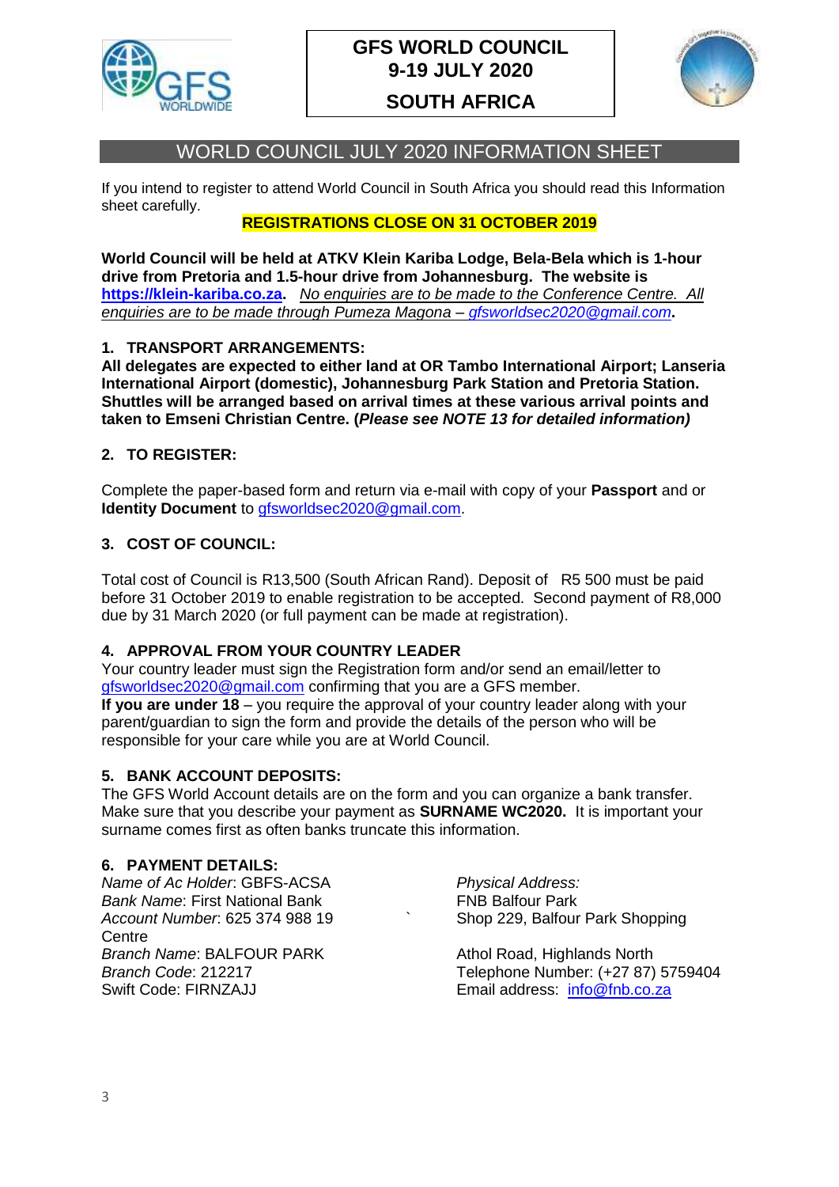# GFS WORLD COUNCIL 9-19 JULY 2020

# SOUTH AFRICA

## WORLD COUNCIL JULY 2020 INFORMATION SHEET

If you intend to register to attend World Council in South Africa you should read this Information sheet carefully.

**REGISTRATIONS CLOSE ON 31 OCTOBER 2019**

**World Council will be held at ATKV Klein Kariba Lodge, Bela-Bela which is 1-hour drive from Pretoria and 1.5-hour drive from Johannesburg. The website is https://klein-kariba.co.za.** *No enquiries are to be made to the Conference Centre. All enquiries are to be made through Pumeza Magona – gfsworldsec2020@gmail.com*.

### 1. TRANSPORT ARRANGEMENTS:

**All delegates are expected to either land at OR Tambo International Airport; Lanseria International Airport (domestic), Johannesburg Park Station and Pretoria Station. Shuttles will be arranged based on arrival times at these various arrival points and taken to Emseni Christian Centre. (*Please see NOTE 13 for detailed information)***

### 2. TO REGISTER:

Complete the paper-based form and return via e-mail with copy of your **Passport** and or **Identity Document** to gfsworldsec2020@gmail.com.

### 3. COST OF COUNCIL:

Total cost of Council is R13,500 (South African Rand). Deposit of R5 500 must be paid before 31 October 2019 to enable registration to be accepted. Second payment of R8,000 due by 31 March 2020 (or full payment can be made at registration).

### 4. APPROVAL FROM YOUR COUNTRY LEADER

Your country leader must sign the Registration form and/or send an email/letter to gfsworldsec2020@gmail.com confirming that you are a GFS member.

**If you are under 18** – you require the approval of your country leader along with your parent/guardian to sign the form and provide the details of the person who will be responsible for your care while you are at World Council.

### 5. BANK ACCOUNT DEPOSITS:

The GFS World Account details are on the form and you can organize a bank transfer. Make sure that you describe your payment as **SURNAME WC2020.** It is important your surname comes first as often banks truncate this information.

### 6. PAYMENT DETAILS:

*Name of Ac Holder*: GBFS-ACSA
*Bank Name*: First National Bank
*Account Number*: 625 374 988 19
*Branch Name*: BALFOUR PARK
*Branch Code*: 212217
Swift Code: FIRNZAJJ

*Physical Address:*
FNB Balfour Park
Shop 229, Balfour Park Shopping Centre
Athol Road, Highlands North
Telephone Number: (+27 87) 5759404
Email address: info@fnb.co.za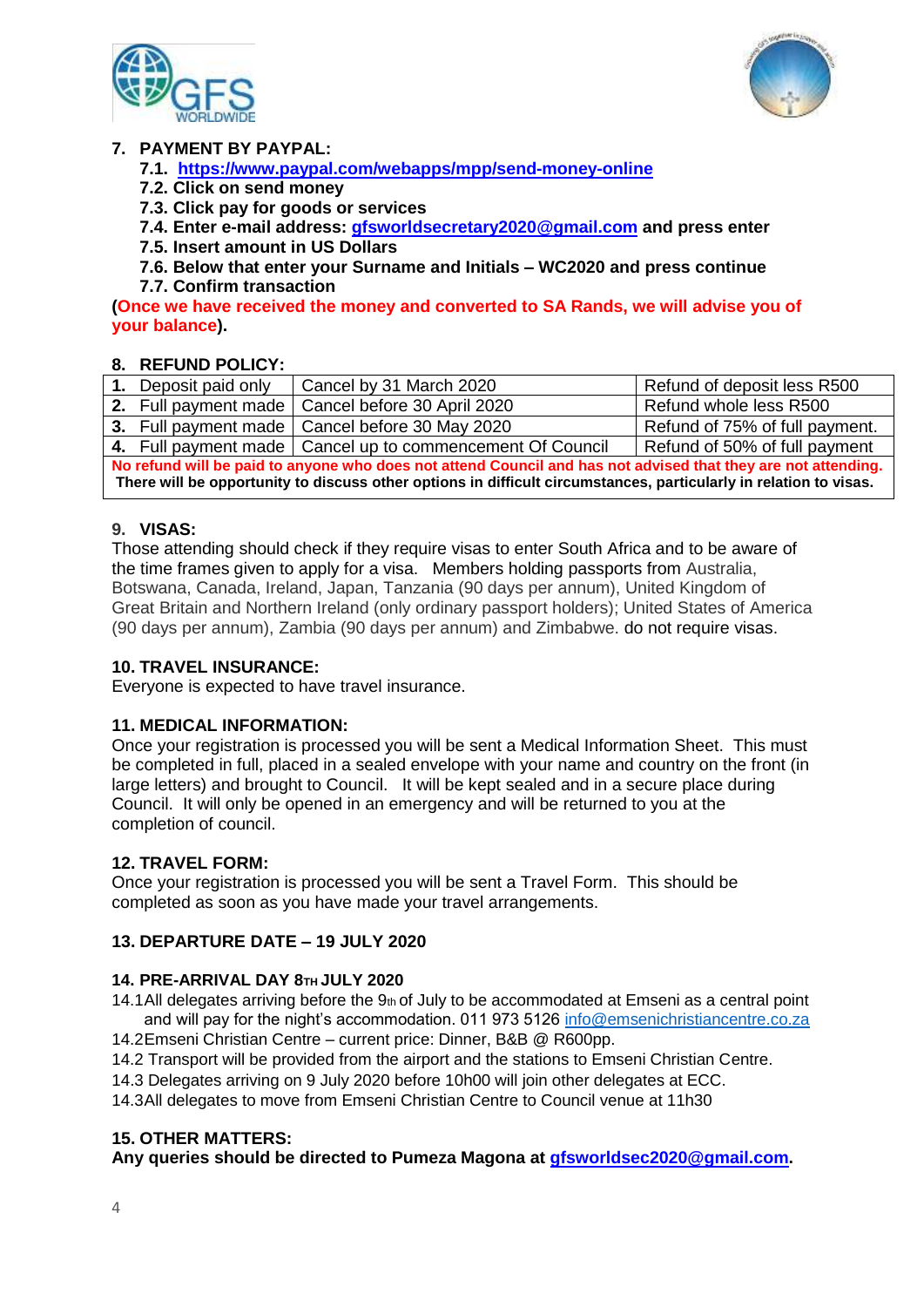## 7. PAYMENT BY PAYPAL:

7.1. **https://www.paypal.com/webapps/mpp/send-money-online**
7.2. **Click on send money**
7.3. **Click pay for goods or services**
7.4. **Enter e-mail address: gfsworldsecretary2020@gmail.com and press enter**
7.5. **Insert amount in US Dollars**
7.6. **Below that enter your Surname and Initials – WC2020 and press continue**
7.7. **Confirm transaction**

**(Once we have received the money and converted to SA Rands, we will advise you of your balance).**

## 8. REFUND POLICY:

| | | |
|---|---|---|
| **1.** Deposit paid only | Cancel by 31 March 2020 | Refund of deposit less R500 |
| **2.** Full payment made | Cancel before 30 April 2020 | Refund whole less R500 |
| **3.** Full payment made | Cancel before 30 May 2020 | Refund of 75% of full payment. |
| **4.** Full payment made | Cancel up to commencement Of Council | Refund of 50% of full payment |

**No refund will be paid to anyone who does not attend Council and has not advised that they are not attending.**
**There will be opportunity to discuss other options in difficult circumstances, particularly in relation to visas.**

## 9. VISAS:

Those attending should check if they require visas to enter South Africa and to be aware of the time frames given to apply for a visa. Members holding passports from Australia, Botswana, Canada, Ireland, Japan, Tanzania (90 days per annum), United Kingdom of Great Britain and Northern Ireland (only ordinary passport holders); United States of America (90 days per annum), Zambia (90 days per annum) and Zimbabwe. do not require visas.

## 10. TRAVEL INSURANCE:

Everyone is expected to have travel insurance.

## 11. MEDICAL INFORMATION:

Once your registration is processed you will be sent a Medical Information Sheet. This must be completed in full, placed in a sealed envelope with your name and country on the front (in large letters) and brought to Council. It will be kept sealed and in a secure place during Council. It will only be opened in an emergency and will be returned to you at the completion of council.

## 12. TRAVEL FORM:

Once your registration is processed you will be sent a Travel Form. This should be completed as soon as you have made your travel arrangements.

## 13. DEPARTURE DATE – 19 JULY 2020

## 14. PRE-ARRIVAL DAY 8TH JULY 2020

14.1 All delegates arriving before the 9th of July to be accommodated at Emseni as a central point and will pay for the night's accommodation. 011 973 5126 info@emsenichristiancentre.co.za
14.2 Emseni Christian Centre – current price: Dinner, B&B @ R600pp.
14.2 Transport will be provided from the airport and the stations to Emseni Christian Centre.
14.3 Delegates arriving on 9 July 2020 before 10h00 will join other delegates at ECC.
14.3 All delegates to move from Emseni Christian Centre to Council venue at 11h30

## 15. OTHER MATTERS:

**Any queries should be directed to Pumeza Magona at gfsworldsec2020@gmail.com.**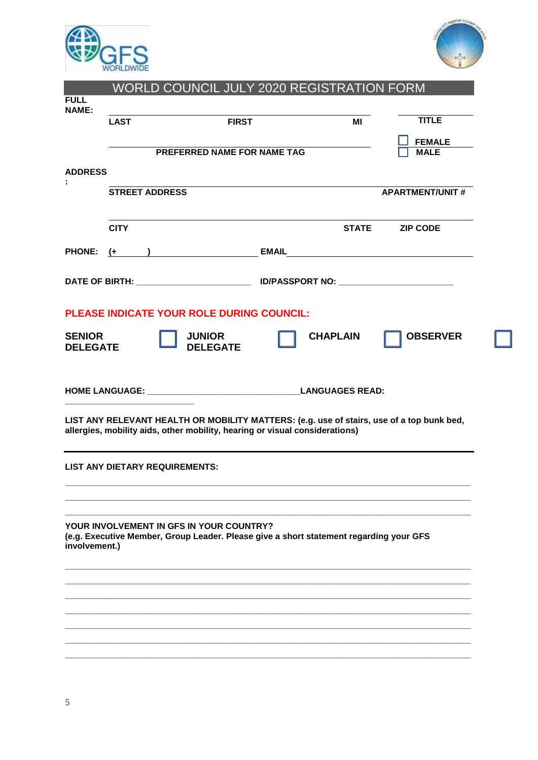# WORLD COUNCIL JULY 2020 REGISTRATION FORM

**FULL NAME:**

| **LAST** | **FIRST** | **MI** | **TITLE** |
|---|---|---|---|

**PREFERRED NAME FOR NAME TAG**

☐ **FEMALE**
☐ **MALE**

**ADDRESS:**

| **STREET ADDRESS** | **APARTMENT/UNIT #** |
|---|---|

| **CITY** | **STATE** | **ZIP CODE** |
|---|---|---|

**PHONE:** **(+ )** ______________________ **EMAIL** ______________________

**DATE OF BIRTH:** ______________________ **ID/PASSPORT NO:** ______________________

**PLEASE INDICATE YOUR ROLE DURING COUNCIL:**

**SENIOR DELEGATE** ☐ **JUNIOR DELEGATE** ☐ **CHAPLAIN** ☐ **OBSERVER** ☐

**HOME LANGUAGE:** ______________________________ **LANGUAGES READ:** ______________________________

**LIST ANY RELEVANT HEALTH OR MOBILITY MATTERS: (e.g. use of stairs, use of a top bunk bed, allergies, mobility aids, other mobility, hearing or visual considerations)**

---

**LIST ANY DIETARY REQUIREMENTS:**

______________________________________________________________________________

______________________________________________________________________________

______________________________________________________________________________

**YOUR INVOLVEMENT IN GFS IN YOUR COUNTRY?**
**(e.g. Executive Member, Group Leader. Please give a short statement regarding your GFS involvement.)**

______________________________________________________________________________

______________________________________________________________________________

______________________________________________________________________________

______________________________________________________________________________

______________________________________________________________________________

______________________________________________________________________________

______________________________________________________________________________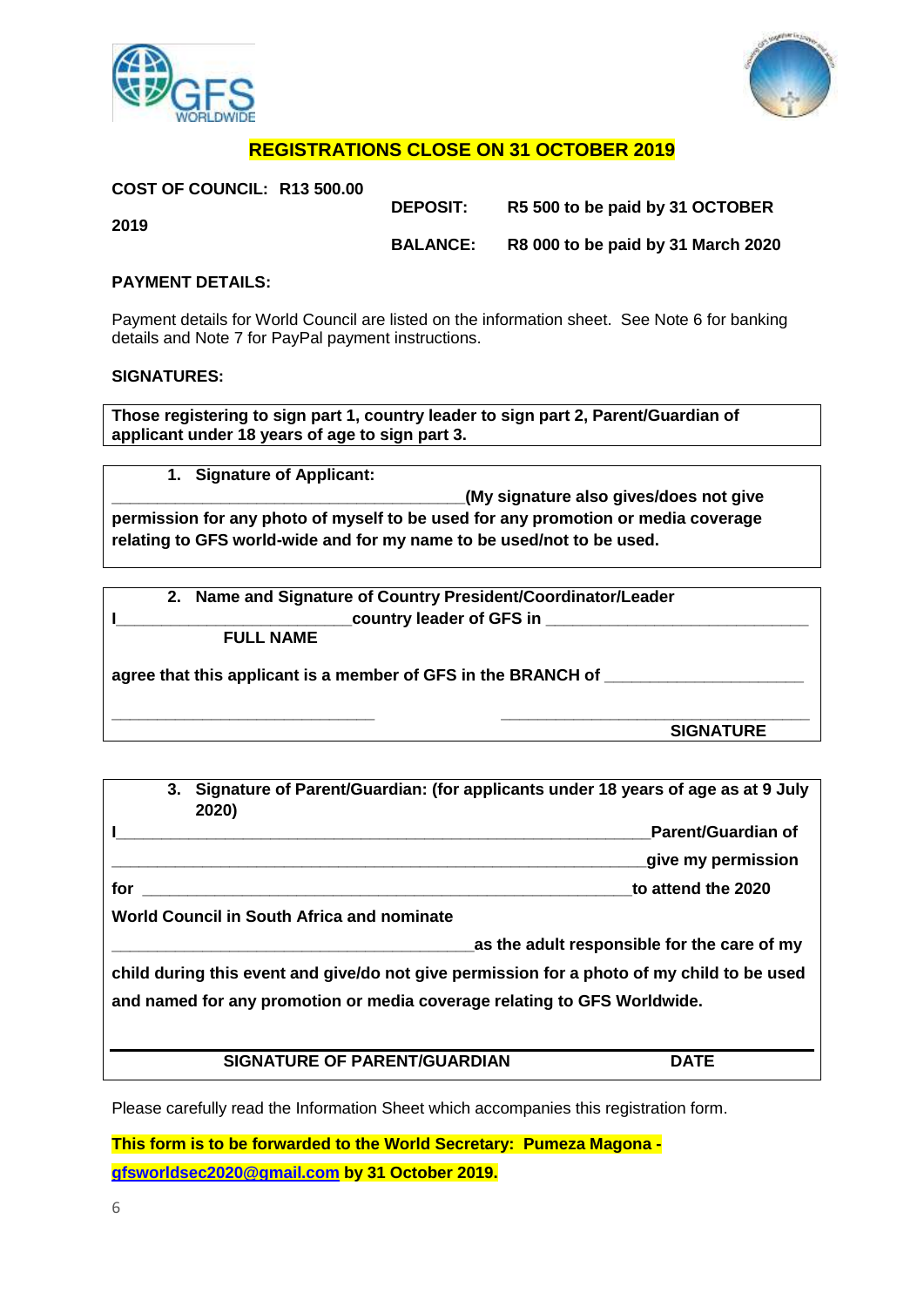**REGISTRATIONS CLOSE ON 31 OCTOBER 2019**

**COST OF COUNCIL: R13 500.00**

**DEPOSIT:** R5 500 to be paid by 31 OCTOBER 2019

**BALANCE:** R8 000 to be paid by 31 March 2020

**PAYMENT DETAILS:**

Payment details for World Council are listed on the information sheet. See Note 6 for banking details and Note 7 for PayPal payment instructions.

**SIGNATURES:**

**Those registering to sign part 1, country leader to sign part 2, Parent/Guardian of applicant under 18 years of age to sign part 3.**

**1. Signature of Applicant:**

________________________________________(My signature also gives/does not give permission for any photo of myself to be used for any promotion or media coverage relating to GFS world-wide and for my name to be used/not to be used.

**2. Name and Signature of Country President/Coordinator/Leader**

**I__________________________country leader of GFS in ____________________________**

**FULL NAME**

**agree that this applicant is a member of GFS in the BRANCH of _____________________**

_____________________________ ________________________________

**SIGNATURE**

**3. Signature of Parent/Guardian: (for applicants under 18 years of age as at 9 July 2020)**

**I____________________________________________________________Parent/Guardian of**

**____________________________________________________________give my permission**

**for ______________________________________________________to attend the 2020**

**World Council in South Africa and nominate**

**_________________________________________as the adult responsible for the care of my child during this event and give/do not give permission for a photo of my child to be used and named for any promotion or media coverage relating to GFS Worldwide.**

**SIGNATURE OF PARENT/GUARDIAN** **DATE**

Please carefully read the Information Sheet which accompanies this registration form.

**This form is to be forwarded to the World Secretary: Pumeza Magona - gfsworldsec2020@gmail.com by 31 October 2019.**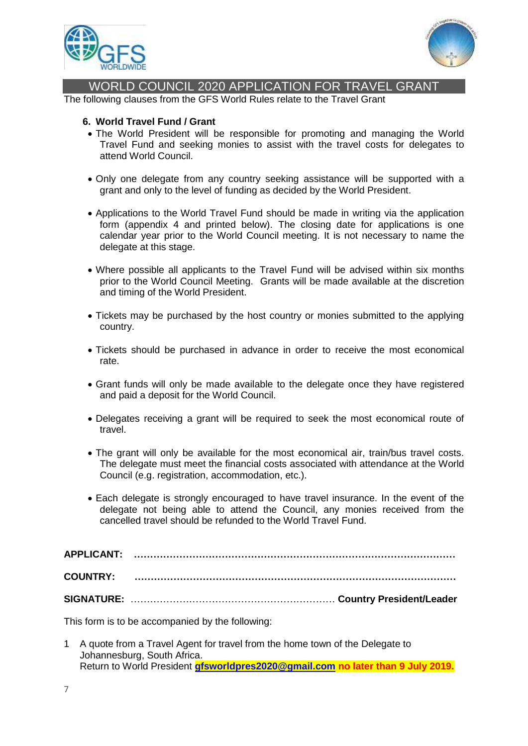# WORLD COUNCIL 2020 APPLICATION FOR TRAVEL GRANT

The following clauses from the GFS World Rules relate to the Travel Grant

**6. World Travel Fund / Grant**

- The World President will be responsible for promoting and managing the World Travel Fund and seeking monies to assist with the travel costs for delegates to attend World Council.
- Only one delegate from any country seeking assistance will be supported with a grant and only to the level of funding as decided by the World President.
- Applications to the World Travel Fund should be made in writing via the application form (appendix 4 and printed below). The closing date for applications is one calendar year prior to the World Council meeting. It is not necessary to name the delegate at this stage.
- Where possible all applicants to the Travel Fund will be advised within six months prior to the World Council Meeting. Grants will be made available at the discretion and timing of the World President.
- Tickets may be purchased by the host country or monies submitted to the applying country.
- Tickets should be purchased in advance in order to receive the most economical rate.
- Grant funds will only be made available to the delegate once they have registered and paid a deposit for the World Council.
- Delegates receiving a grant will be required to seek the most economical route of travel.
- The grant will only be available for the most economical air, train/bus travel costs. The delegate must meet the financial costs associated with attendance at the World Council (e.g. registration, accommodation, etc.).
- Each delegate is strongly encouraged to have travel insurance. In the event of the delegate not being able to attend the Council, any monies received from the cancelled travel should be refunded to the World Travel Fund.

**APPLICANT:** ……………………………………………………………………………………

**COUNTRY:** ……………………………………………………………………………………

**SIGNATURE:** ……………………………………………………… **Country President/Leader**

This form is to be accompanied by the following:

1 A quote from a Travel Agent for travel from the home town of the Delegate to Johannesburg, South Africa.
Return to World President **gfsworldpres2020@gmail.com** **no later than 9 July 2019.**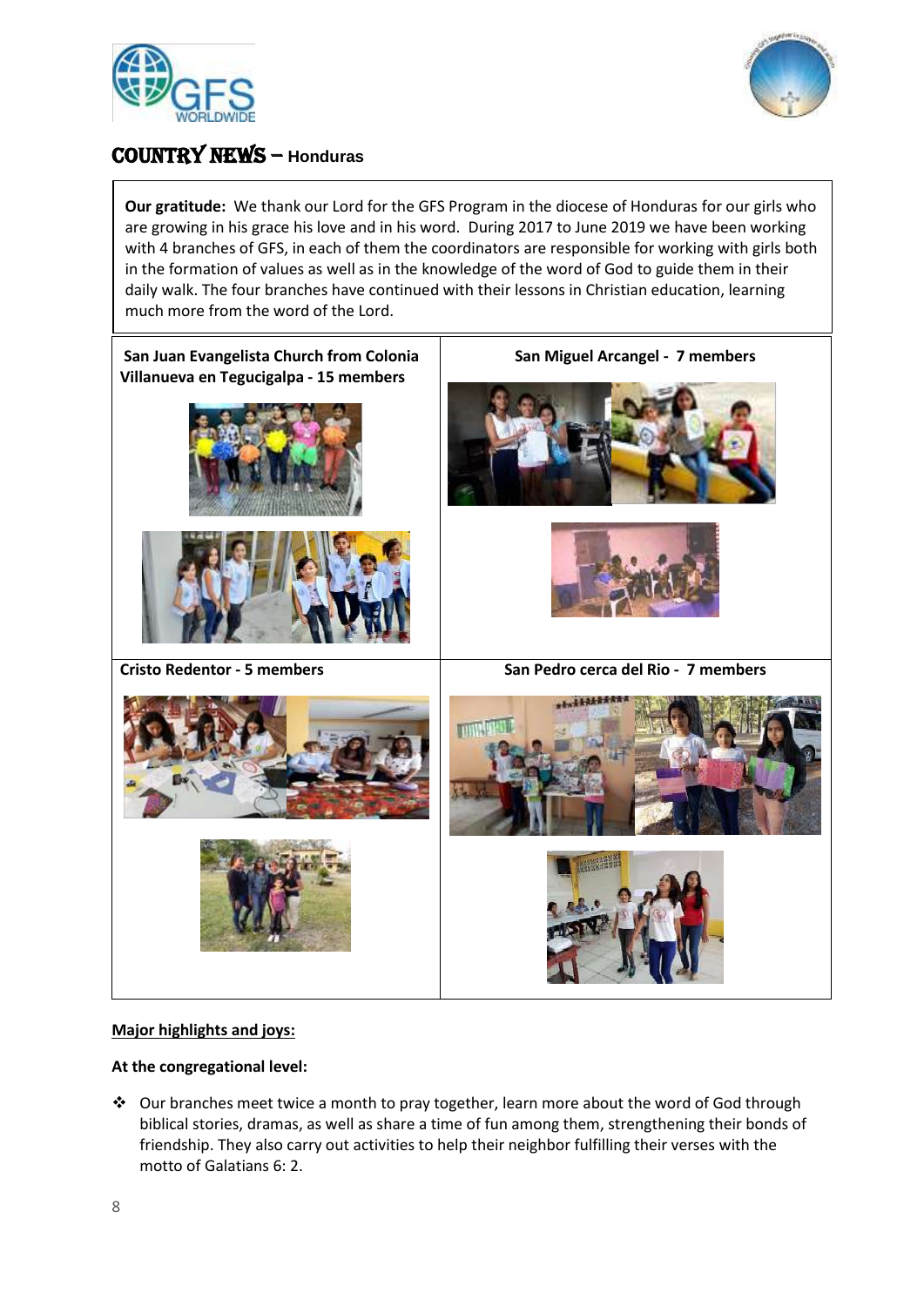# COUNTRY NEWS – Honduras

**Our gratitude:** We thank our Lord for the GFS Program in the diocese of Honduras for our girls who are growing in his grace his love and in his word. During 2017 to June 2019 we have been working with 4 branches of GFS, in each of them the coordinators are responsible for working with girls both in the formation of values as well as in the knowledge of the word of God to guide them in their daily walk. The four branches have continued with their lessons in Christian education, learning much more from the word of the Lord.

**San Juan Evangelista Church from Colonia Villanueva en Tegucigalpa - 15 members**

**San Miguel Arcangel - 7 members**

**Cristo Redentor - 5 members**

**San Pedro cerca del Rio - 7 members**

**Major highlights and joys:**

**At the congregational level:**

- Our branches meet twice a month to pray together, learn more about the word of God through biblical stories, dramas, as well as share a time of fun among them, strengthening their bonds of friendship. They also carry out activities to help their neighbor fulfilling their verses with the motto of Galatians 6: 2.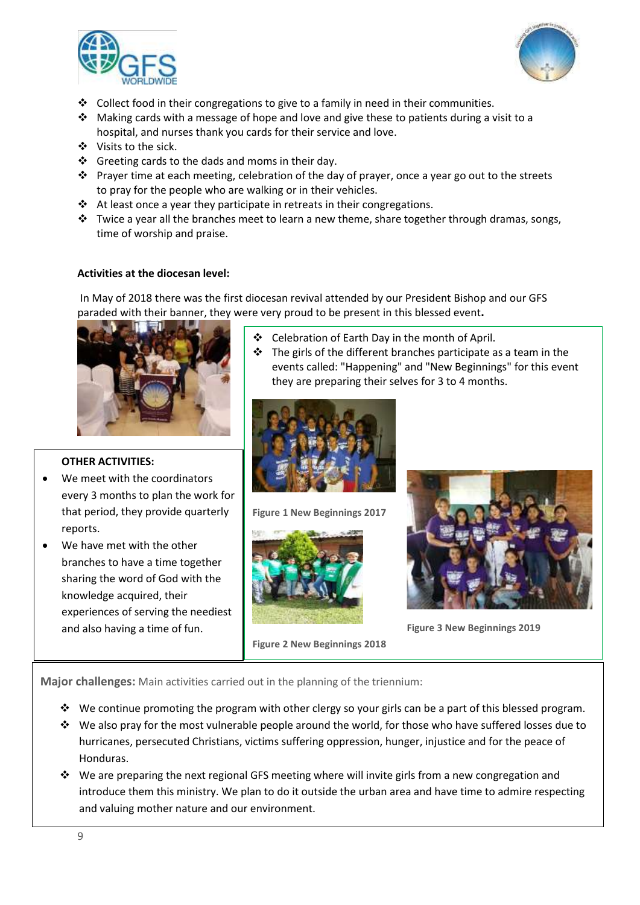- Collect food in their congregations to give to a family in need in their communities.
- Making cards with a message of hope and love and give these to patients during a visit to a hospital, and nurses thank you cards for their service and love.
- Visits to the sick.
- Greeting cards to the dads and moms in their day.
- Prayer time at each meeting, celebration of the day of prayer, once a year go out to the streets to pray for the people who are walking or in their vehicles.
- At least once a year they participate in retreats in their congregations.
- Twice a year all the branches meet to learn a new theme, share together through dramas, songs, time of worship and praise.

**Activities at the diocesan level:**

In May of 2018 there was the first diocesan revival attended by our President Bishop and our GFS paraded with their banner, they were very proud to be present in this blessed event**.**

- Celebration of Earth Day in the month of April.
- The girls of the different branches participate as a team in the events called: "Happening" and "New Beginnings" for this event they are preparing their selves for 3 to 4 months.

**Figure 1 New Beginnings 2017**

**Figure 2 New Beginnings 2018**

**Figure 3 New Beginnings 2019**

**OTHER ACTIVITIES:**

- We meet with the coordinators every 3 months to plan the work for that period, they provide quarterly reports.
- We have met with the other branches to have a time together sharing the word of God with the knowledge acquired, their experiences of serving the neediest and also having a time of fun.

**Major challenges:** Main activities carried out in the planning of the triennium:

- We continue promoting the program with other clergy so your girls can be a part of this blessed program.
- We also pray for the most vulnerable people around the world, for those who have suffered losses due to hurricanes, persecuted Christians, victims suffering oppression, hunger, injustice and for the peace of Honduras.
- We are preparing the next regional GFS meeting where will invite girls from a new congregation and introduce them this ministry. We plan to do it outside the urban area and have time to admire respecting and valuing mother nature and our environment.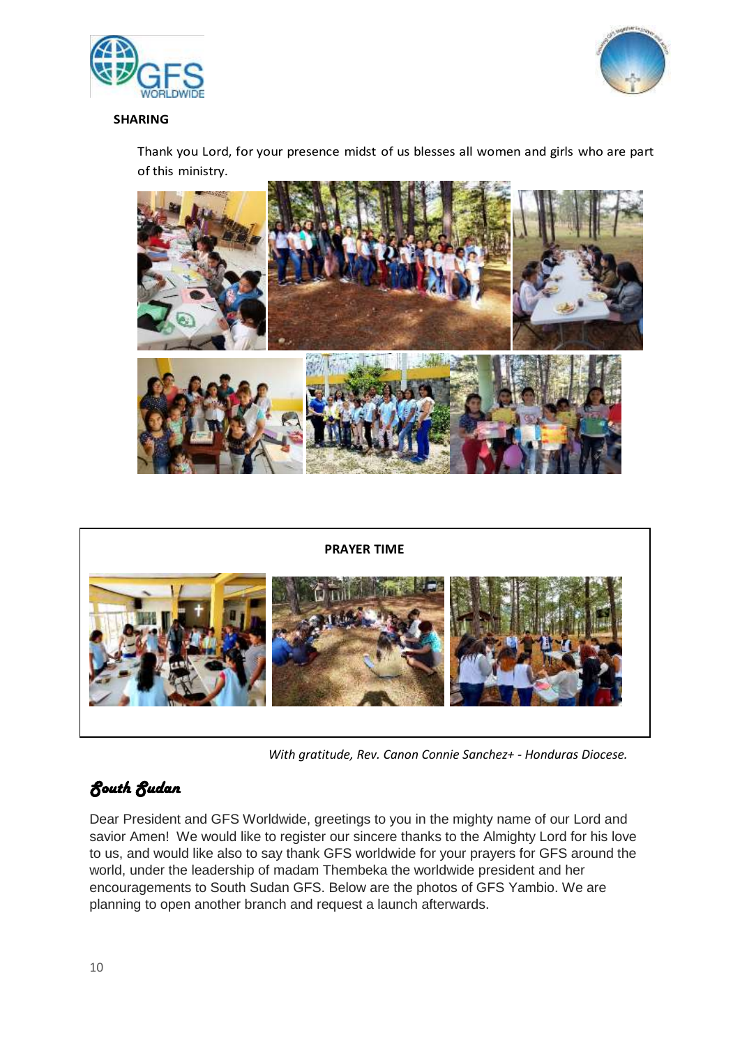**SHARING**

Thank you Lord, for your presence midst of us blesses all women and girls who are part of this ministry.

**PRAYER TIME**

*With gratitude, Rev. Canon Connie Sanchez+ - Honduras Diocese.*

## *South Sudan*

Dear President and GFS Worldwide, greetings to you in the mighty name of our Lord and savior Amen! We would like to register our sincere thanks to the Almighty Lord for his love to us, and would like also to say thank GFS worldwide for your prayers for GFS around the world, under the leadership of madam Thembeka the worldwide president and her encouragements to South Sudan GFS. Below are the photos of GFS Yambio. We are planning to open another branch and request a launch afterwards.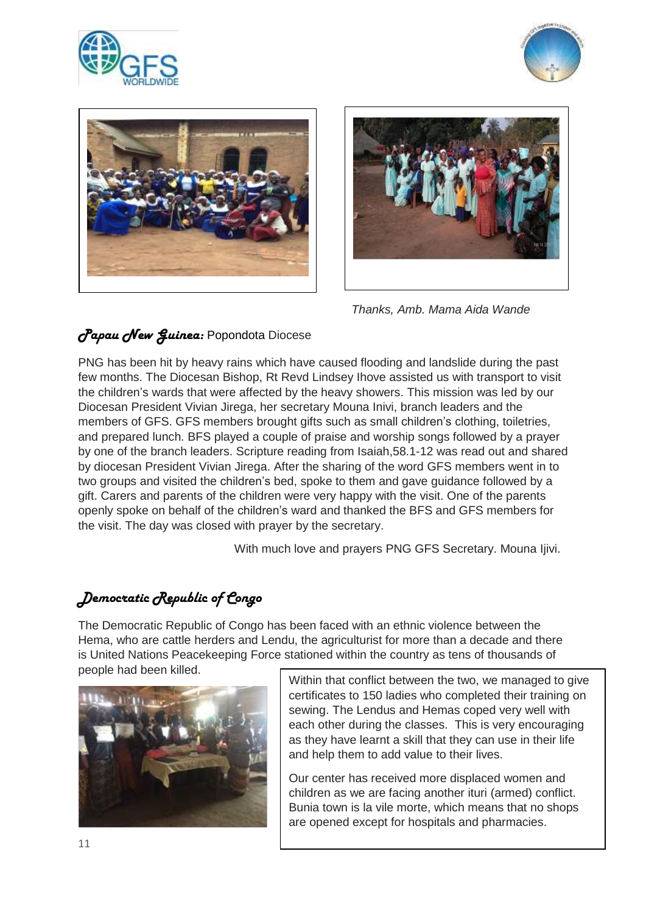*Thanks, Amb. Mama Aida Wande*

## *Papau New Guinea:* Popondota Diocese

PNG has been hit by heavy rains which have caused flooding and landslide during the past few months. The Diocesan Bishop, Rt Revd Lindsey Ihove assisted us with transport to visit the children's wards that were affected by the heavy showers. This mission was led by our Diocesan President Vivian Jirega, her secretary Mouna Inivi, branch leaders and the members of GFS. GFS members brought gifts such as small children's clothing, toiletries, and prepared lunch. BFS played a couple of praise and worship songs followed by a prayer by one of the branch leaders. Scripture reading from Isaiah,58.1-12 was read out and shared by diocesan President Vivian Jirega. After the sharing of the word GFS members went in to two groups and visited the children's bed, spoke to them and gave guidance followed by a gift. Carers and parents of the children were very happy with the visit. One of the parents openly spoke on behalf of the children's ward and thanked the BFS and GFS members for the visit. The day was closed with prayer by the secretary.

With much love and prayers PNG GFS Secretary. Mouna Ijivi.

## *Democratic Republic of Congo*

The Democratic Republic of Congo has been faced with an ethnic violence between the Hema, who are cattle herders and Lendu, the agriculturist for more than a decade and there is United Nations Peacekeeping Force stationed within the country as tens of thousands of people had been killed.

Within that conflict between the two, we managed to give certificates to 150 ladies who completed their training on sewing. The Lendus and Hemas coped very well with each other during the classes. This is very encouraging as they have learnt a skill that they can use in their life and help them to add value to their lives.

Our center has received more displaced women and children as we are facing another ituri (armed) conflict. Bunia town is la vile morte, which means that no shops are opened except for hospitals and pharmacies.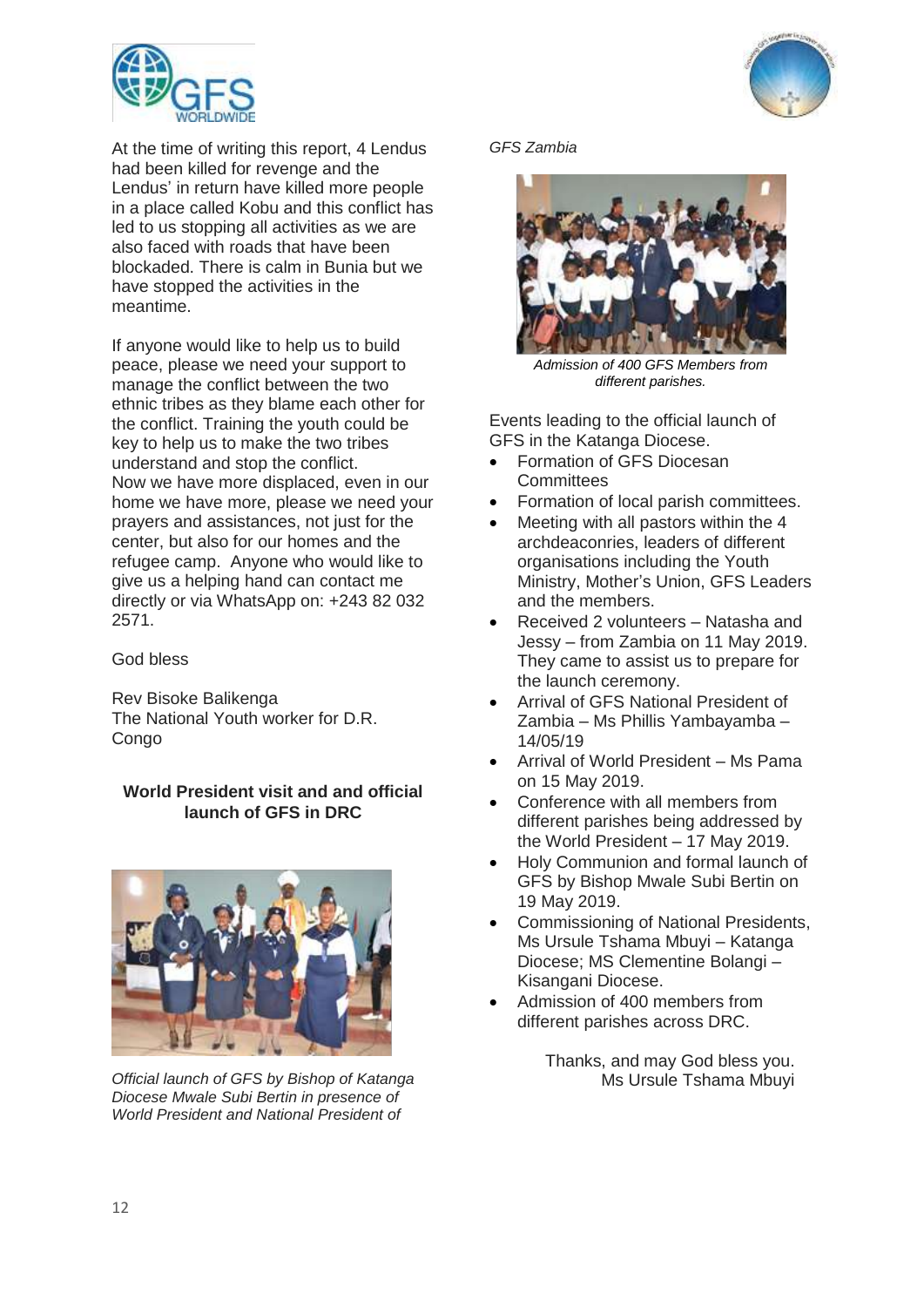At the time of writing this report, 4 Lendus had been killed for revenge and the Lendus' in return have killed more people in a place called Kobu and this conflict has led to us stopping all activities as we are also faced with roads that have been blockaded. There is calm in Bunia but we have stopped the activities in the meantime.

If anyone would like to help us to build peace, please we need your support to manage the conflict between the two ethnic tribes as they blame each other for the conflict. Training the youth could be key to help us to make the two tribes understand and stop the conflict.
Now we have more displaced, even in our home we have more, please we need your prayers and assistances, not just for the center, but also for our homes and the refugee camp. Anyone who would like to give us a helping hand can contact me directly or via WhatsApp on: +243 82 032 2571.

God bless

Rev Bisoke Balikenga
The National Youth worker for D.R. Congo

**World President visit and and official launch of GFS in DRC**

*Official launch of GFS by Bishop of Katanga Diocese Mwale Subi Bertin in presence of World President and National President of GFS Zambia*

*Admission of 400 GFS Members from different parishes.*

Events leading to the official launch of GFS in the Katanga Diocese.

- Formation of GFS Diocesan Committees
- Formation of local parish committees.
- Meeting with all pastors within the 4 archdeaconries, leaders of different organisations including the Youth Ministry, Mother's Union, GFS Leaders and the members.
- Received 2 volunteers – Natasha and Jessy – from Zambia on 11 May 2019. They came to assist us to prepare for the launch ceremony.
- Arrival of GFS National President of Zambia – Ms Phillis Yambayamba – 14/05/19
- Arrival of World President – Ms Pama on 15 May 2019.
- Conference with all members from different parishes being addressed by the World President – 17 May 2019.
- Holy Communion and formal launch of GFS by Bishop Mwale Subi Bertin on 19 May 2019.
- Commissioning of National Presidents, Ms Ursule Tshama Mbuyi – Katanga Diocese; MS Clementine Bolangi – Kisangani Diocese.
- Admission of 400 members from different parishes across DRC.

Thanks, and may God bless you.
Ms Ursule Tshama Mbuyi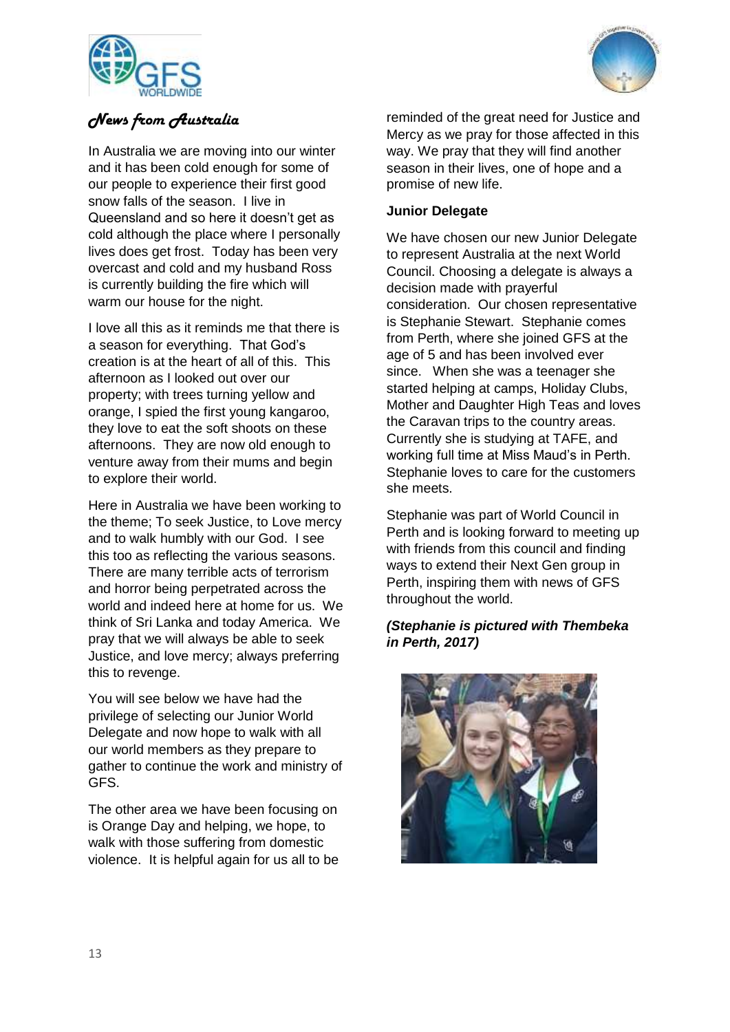## *News from Australia*

In Australia we are moving into our winter and it has been cold enough for some of our people to experience their first good snow falls of the season. I live in Queensland and so here it doesn't get as cold although the place where I personally lives does get frost. Today has been very overcast and cold and my husband Ross is currently building the fire which will warm our house for the night.

I love all this as it reminds me that there is a season for everything. That God's creation is at the heart of all of this. This afternoon as I looked out over our property; with trees turning yellow and orange, I spied the first young kangaroo, they love to eat the soft shoots on these afternoons. They are now old enough to venture away from their mums and begin to explore their world.

Here in Australia we have been working to the theme; To seek Justice, to Love mercy and to walk humbly with our God. I see this too as reflecting the various seasons. There are many terrible acts of terrorism and horror being perpetrated across the world and indeed here at home for us. We think of Sri Lanka and today America. We pray that we will always be able to seek Justice, and love mercy; always preferring this to revenge.

You will see below we have had the privilege of selecting our Junior World Delegate and now hope to walk with all our world members as they prepare to gather to continue the work and ministry of GFS.

The other area we have been focusing on is Orange Day and helping, we hope, to walk with those suffering from domestic violence. It is helpful again for us all to be reminded of the great need for Justice and Mercy as we pray for those affected in this way. We pray that they will find another season in their lives, one of hope and a promise of new life.

**Junior Delegate**

We have chosen our new Junior Delegate to represent Australia at the next World Council. Choosing a delegate is always a decision made with prayerful consideration. Our chosen representative is Stephanie Stewart. Stephanie comes from Perth, where she joined GFS at the age of 5 and has been involved ever since. When she was a teenager she started helping at camps, Holiday Clubs, Mother and Daughter High Teas and loves the Caravan trips to the country areas. Currently she is studying at TAFE, and working full time at Miss Maud's in Perth. Stephanie loves to care for the customers she meets.

Stephanie was part of World Council in Perth and is looking forward to meeting up with friends from this council and finding ways to extend their Next Gen group in Perth, inspiring them with news of GFS throughout the world.

***(Stephanie is pictured with Thembeka in Perth, 2017)***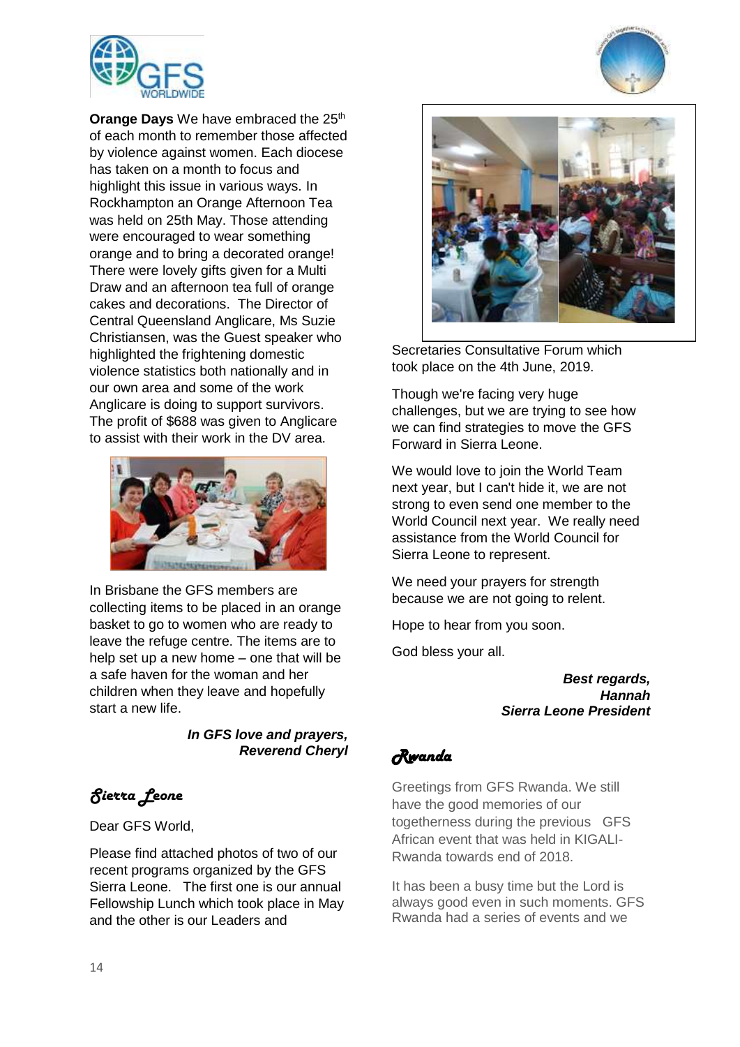**Orange Days** We have embraced the 25th of each month to remember those affected by violence against women. Each diocese has taken on a month to focus and highlight this issue in various ways. In Rockhampton an Orange Afternoon Tea was held on 25th May. Those attending were encouraged to wear something orange and to bring a decorated orange! There were lovely gifts given for a Multi Draw and an afternoon tea full of orange cakes and decorations. The Director of Central Queensland Anglicare, Ms Suzie Christiansen, was the Guest speaker who highlighted the frightening domestic violence statistics both nationally and in our own area and some of the work Anglicare is doing to support survivors. The profit of $688 was given to Anglicare to assist with their work in the DV area.

In Brisbane the GFS members are collecting items to be placed in an orange basket to go to women who are ready to leave the refuge centre. The items are to help set up a new home – one that will be a safe haven for the woman and her children when they leave and hopefully start a new life.

***In GFS love and prayers,***
***Reverend Cheryl***

## *Sierra Leone*

Dear GFS World,

Please find attached photos of two of our recent programs organized by the GFS Sierra Leone. The first one is our annual Fellowship Lunch which took place in May and the other is our Leaders and Secretaries Consultative Forum which took place on the 4th June, 2019.

Though we're facing very huge challenges, but we are trying to see how we can find strategies to move the GFS Forward in Sierra Leone.

We would love to join the World Team next year, but I can't hide it, we are not strong to even send one member to the World Council next year. We really need assistance from the World Council for Sierra Leone to represent.

We need your prayers for strength because we are not going to relent.

Hope to hear from you soon.

God bless your all.

***Best regards,***
***Hannah***
***Sierra Leone President***

## *Rwanda*

Greetings from GFS Rwanda. We still have the good memories of our togetherness during the previous GFS African event that was held in KIGALI-Rwanda towards end of 2018.

It has been a busy time but the Lord is always good even in such moments. GFS Rwanda had a series of events and we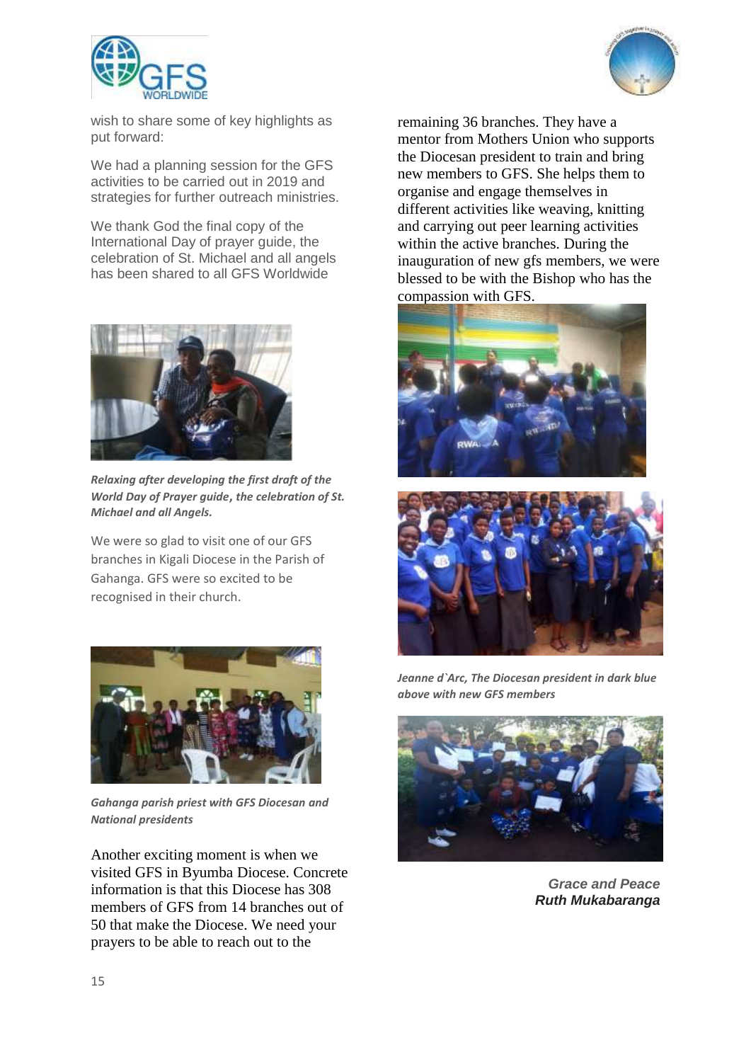wish to share some of key highlights as put forward:

We had a planning session for the GFS activities to be carried out in 2019 and strategies for further outreach ministries.

We thank God the final copy of the International Day of prayer guide, the celebration of St. Michael and all angels has been shared to all GFS Worldwide

***Relaxing after developing the first draft of the World Day of Prayer guide, the celebration of St. Michael and all Angels.***

We were so glad to visit one of our GFS branches in Kigali Diocese in the Parish of Gahanga. GFS were so excited to be recognised in their church.

***Gahanga parish priest with GFS Diocesan and National presidents***

Another exciting moment is when we visited GFS in Byumba Diocese. Concrete information is that this Diocese has 308 members of GFS from 14 branches out of 50 that make the Diocese. We need your prayers to be able to reach out to the remaining 36 branches. They have a mentor from Mothers Union who supports the Diocesan president to train and bring new members to GFS. She helps them to organise and engage themselves in different activities like weaving, knitting and carrying out peer learning activities within the active branches. During the inauguration of new gfs members, we were blessed to be with the Bishop who has the compassion with GFS.

***Jeanne d`Arc, The Diocesan president in dark blue above with new GFS members***

***Grace and Peace***
***Ruth Mukabaranga***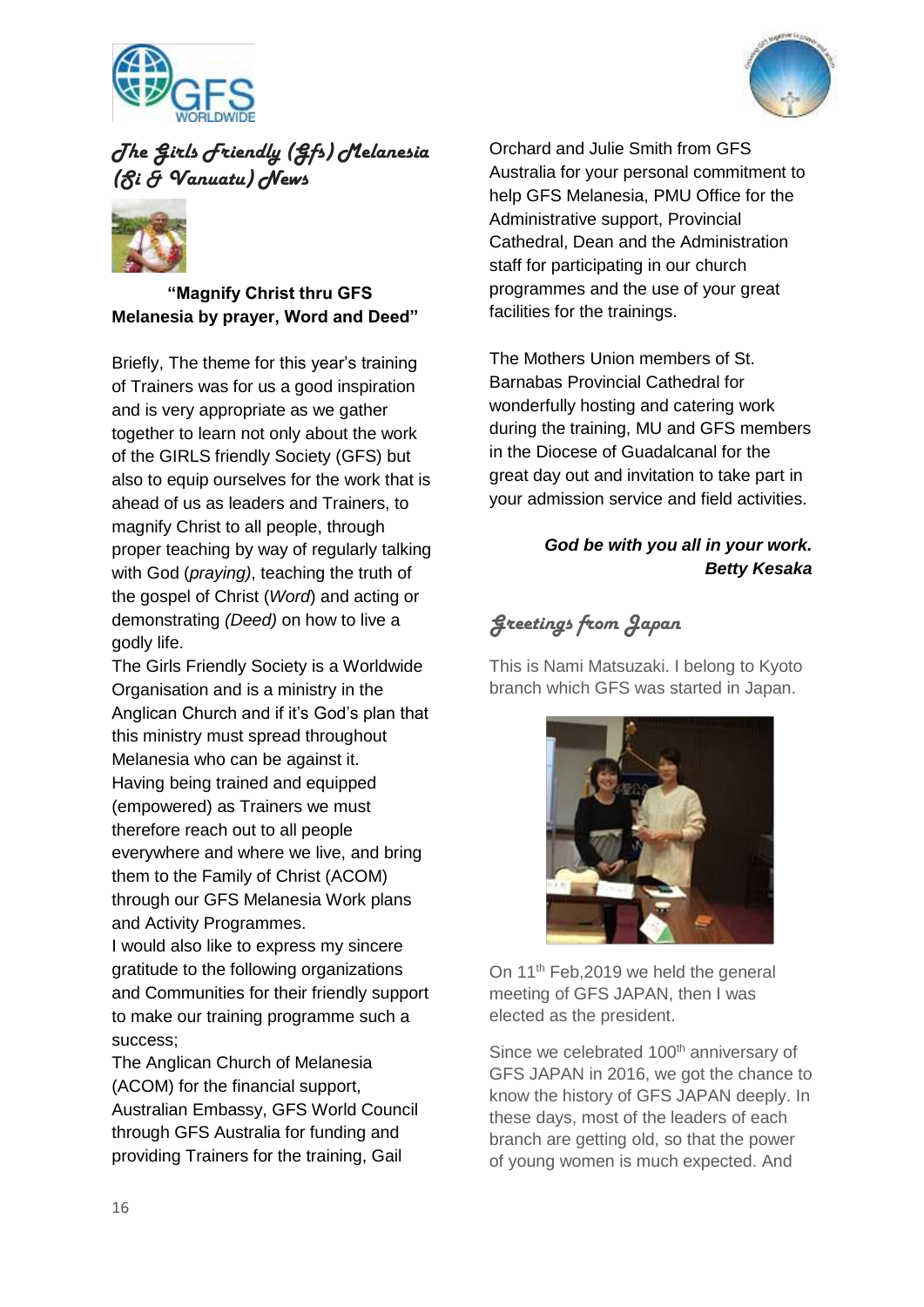## The Girls Friendly (Gfs) Melanesia (Si & Vanuatu) News

**"Magnify Christ thru GFS Melanesia by prayer, Word and Deed"**

Briefly, The theme for this year's training of Trainers was for us a good inspiration and is very appropriate as we gather together to learn not only about the work of the GIRLS friendly Society (GFS) but also to equip ourselves for the work that is ahead of us as leaders and Trainers, to magnify Christ to all people, through proper teaching by way of regularly talking with God (*praying)*, teaching the truth of the gospel of Christ (*Word*) and acting or demonstrating *(Deed)* on how to live a godly life.

The Girls Friendly Society is a Worldwide Organisation and is a ministry in the Anglican Church and if it's God's plan that this ministry must spread throughout Melanesia who can be against it.

Having being trained and equipped (empowered) as Trainers we must therefore reach out to all people everywhere and where we live, and bring them to the Family of Christ (ACOM) through our GFS Melanesia Work plans and Activity Programmes.

I would also like to express my sincere gratitude to the following organizations and Communities for their friendly support to make our training programme such a success;

The Anglican Church of Melanesia (ACOM) for the financial support, Australian Embassy, GFS World Council through GFS Australia for funding and providing Trainers for the training, Gail Orchard and Julie Smith from GFS Australia for your personal commitment to help GFS Melanesia, PMU Office for the Administrative support, Provincial Cathedral, Dean and the Administration staff for participating in our church programmes and the use of your great facilities for the trainings.

The Mothers Union members of St. Barnabas Provincial Cathedral for wonderfully hosting and catering work during the training, MU and GFS members in the Diocese of Guadalcanal for the great day out and invitation to take part in your admission service and field activities.

***God be with you all in your work.***
***Betty Kesaka***

## Greetings from Japan

This is Nami Matsuzaki. I belong to Kyoto branch which GFS was started in Japan.

On 11th Feb,2019 we held the general meeting of GFS JAPAN, then I was elected as the president.

Since we celebrated 100th anniversary of GFS JAPAN in 2016, we got the chance to know the history of GFS JAPAN deeply. In these days, most of the leaders of each branch are getting old, so that the power of young women is much expected. And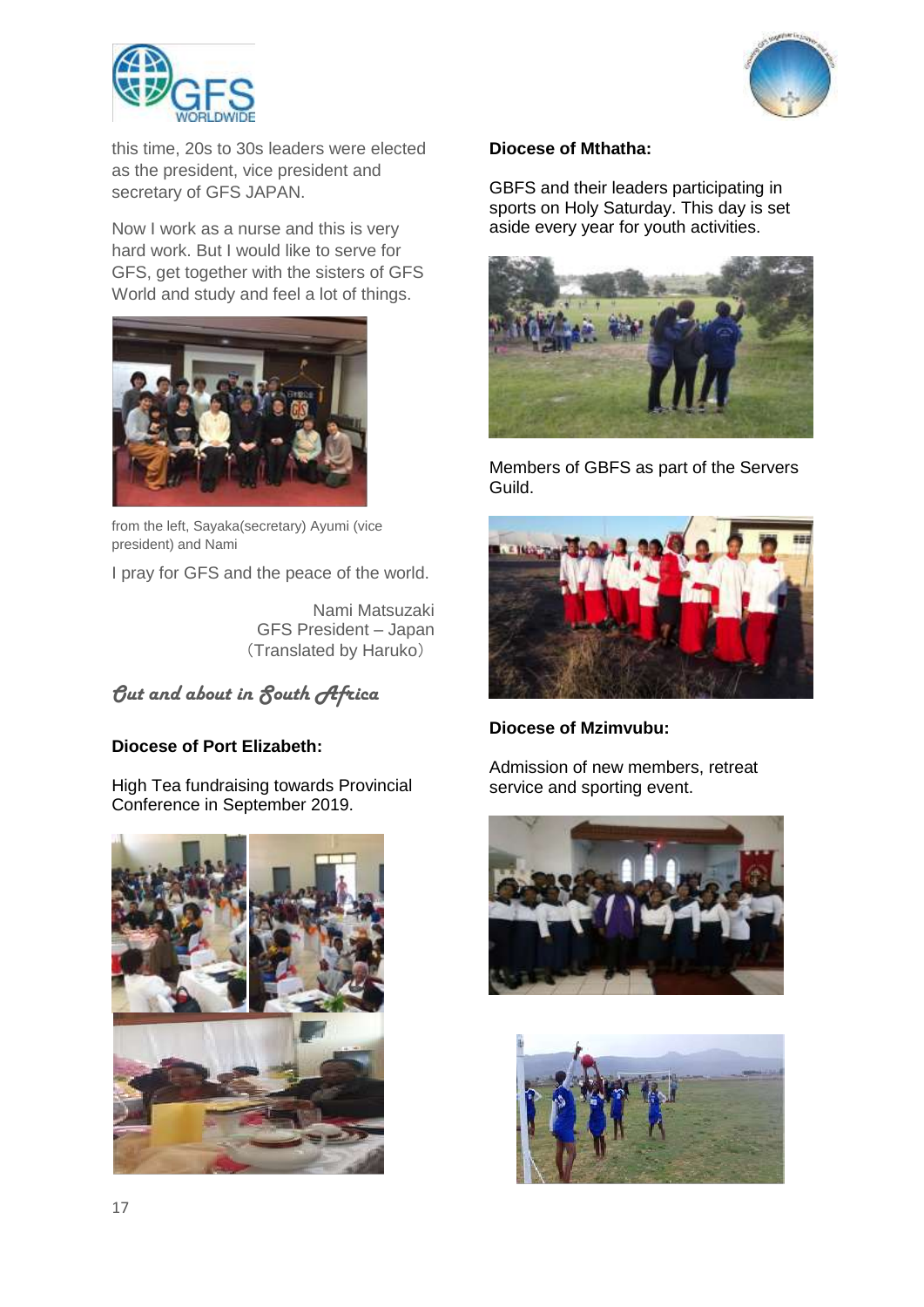this time, 20s to 30s leaders were elected as the president, vice president and secretary of GFS JAPAN.

Now I work as a nurse and this is very hard work. But I would like to serve for GFS, get together with the sisters of GFS World and study and feel a lot of things.

from the left, Sayaka(secretary) Ayumi (vice president) and Nami

I pray for GFS and the peace of the world.

Nami Matsuzaki
GFS President – Japan
（Translated by Haruko）

## *Out and about in South Africa*

**Diocese of Port Elizabeth:**

High Tea fundraising towards Provincial Conference in September 2019.

**Diocese of Mthatha:**

GBFS and their leaders participating in sports on Holy Saturday. This day is set aside every year for youth activities.

Members of GBFS as part of the Servers Guild.

**Diocese of Mzimvubu:**

Admission of new members, retreat service and sporting event.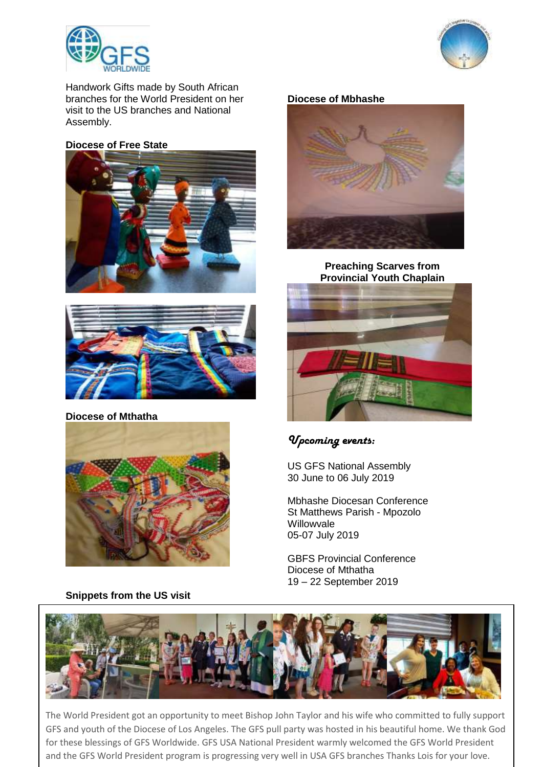Handwork Gifts made by South African branches for the World President on her visit to the US branches and National Assembly.

**Diocese of Free State**

**Diocese of Mthatha**

**Diocese of Mbhashe**

**Preaching Scarves from Provincial Youth Chaplain**

*Upcoming events:*

US GFS National Assembly
30 June to 06 July 2019

Mbhashe Diocesan Conference
St Matthews Parish - Mpozolo
Willowvale
05-07 July 2019

GBFS Provincial Conference
Diocese of Mthatha
19 – 22 September 2019

**Snippets from the US visit**

The World President got an opportunity to meet Bishop John Taylor and his wife who committed to fully support GFS and youth of the Diocese of Los Angeles. The GFS pull party was hosted in his beautiful home. We thank God for these blessings of GFS Worldwide. GFS USA National President warmly welcomed the GFS World President and the GFS World President program is progressing very well in USA GFS branches Thanks Lois for your love.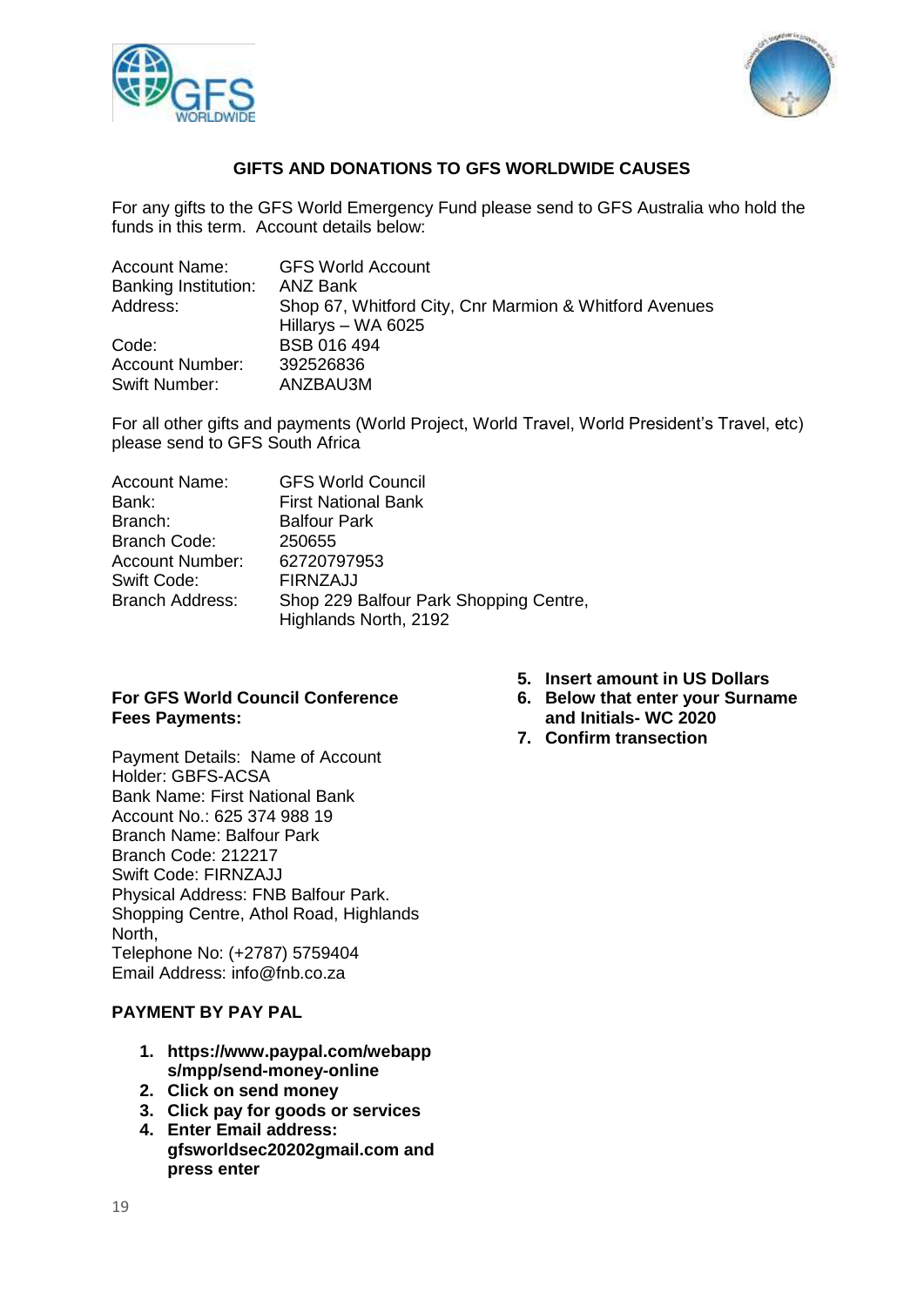## GIFTS AND DONATIONS TO GFS WORLDWIDE CAUSES

For any gifts to the GFS World Emergency Fund please send to GFS Australia who hold the funds in this term. Account details below:

| | |
|---|---|
| Account Name: | GFS World Account |
| Banking Institution: | ANZ Bank |
| Address: | Shop 67, Whitford City, Cnr Marmion & Whitford Avenues Hillarys – WA 6025 |
| Code: | BSB 016 494 |
| Account Number: | 392526836 |
| Swift Number: | ANZBAU3M |

For all other gifts and payments (World Project, World Travel, World President's Travel, etc) please send to GFS South Africa

| | |
|---|---|
| Account Name: | GFS World Council |
| Bank: | First National Bank |
| Branch: | Balfour Park |
| Branch Code: | 250655 |
| Account Number: | 62720797953 |
| Swift Code: | FIRNZAJJ |
| Branch Address: | Shop 229 Balfour Park Shopping Centre, Highlands North, 2192 |

**For GFS World Council Conference Fees Payments:**

Payment Details: Name of Account Holder: GBFS-ACSA
Bank Name: First National Bank
Account No.: 625 374 988 19
Branch Name: Balfour Park
Branch Code: 212217
Swift Code: FIRNZAJJ
Physical Address: FNB Balfour Park. Shopping Centre, Athol Road, Highlands North,
Telephone No: (+2787) 5759404
Email Address: info@fnb.co.za

**PAYMENT BY PAY PAL**

1. **https://www.paypal.com/webapps/mpp/send-money-online**
2. **Click on send money**
3. **Click pay for goods or services**
4. **Enter Email address: gfsworldsec20202gmail.com and press enter**
5. **Insert amount in US Dollars**
6. **Below that enter your Surname and Initials- WC 2020**
7. **Confirm transection**